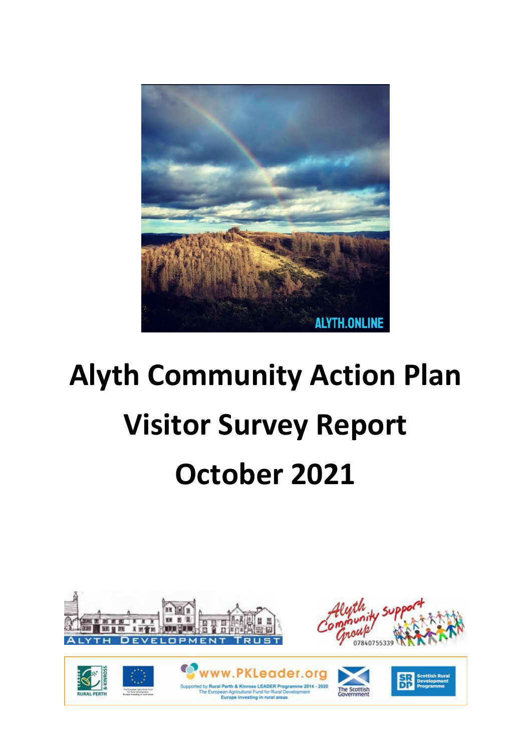# Alyth Community Action Plan

# Visitor Survey Report

# October 2021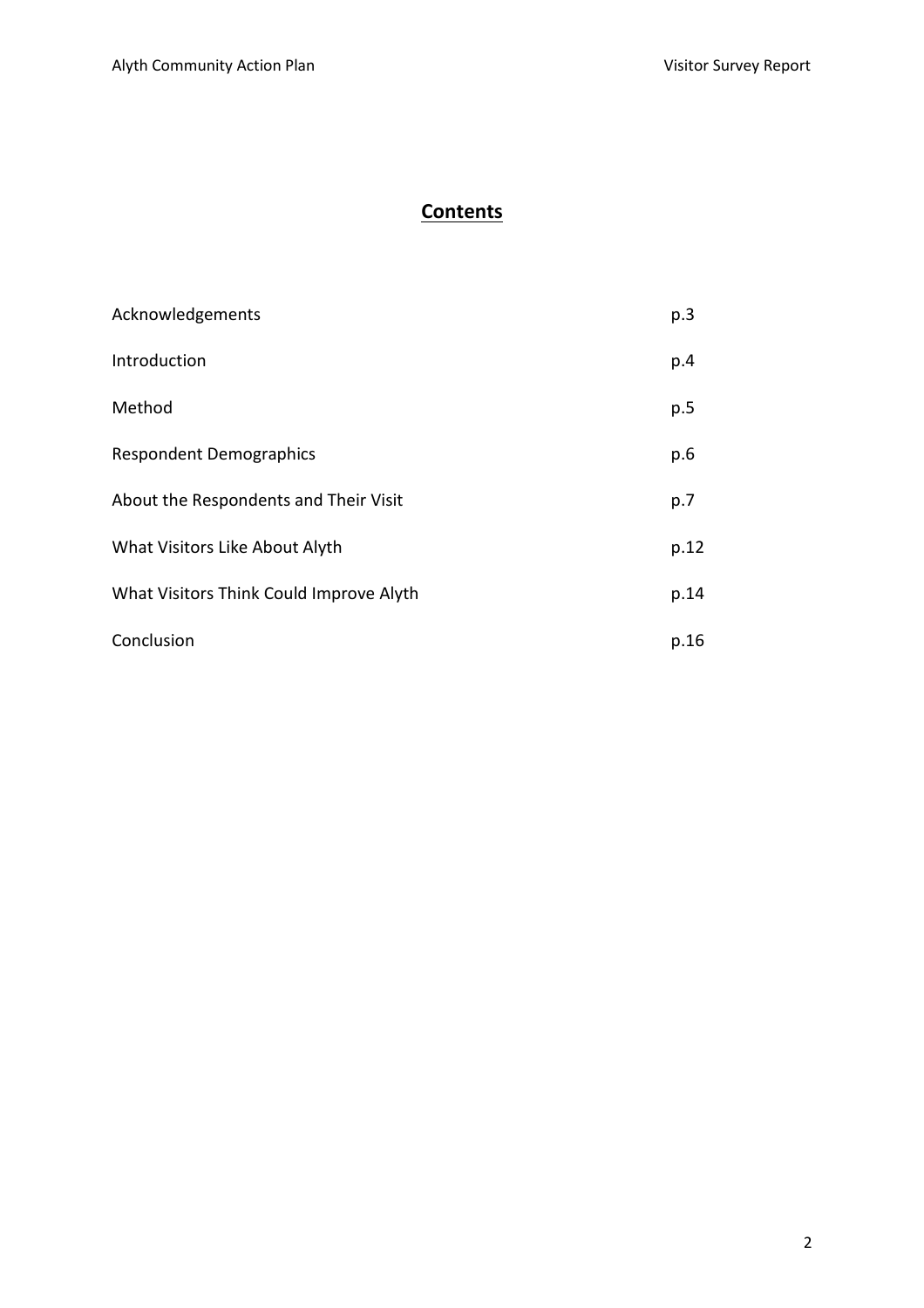# Contents

| | |
|---|---|
| Acknowledgements | p.3 |
| Introduction | p.4 |
| Method | p.5 |
| Respondent Demographics | p.6 |
| About the Respondents and Their Visit | p.7 |
| What Visitors Like About Alyth | p.12 |
| What Visitors Think Could Improve Alyth | p.14 |
| Conclusion | p.16 |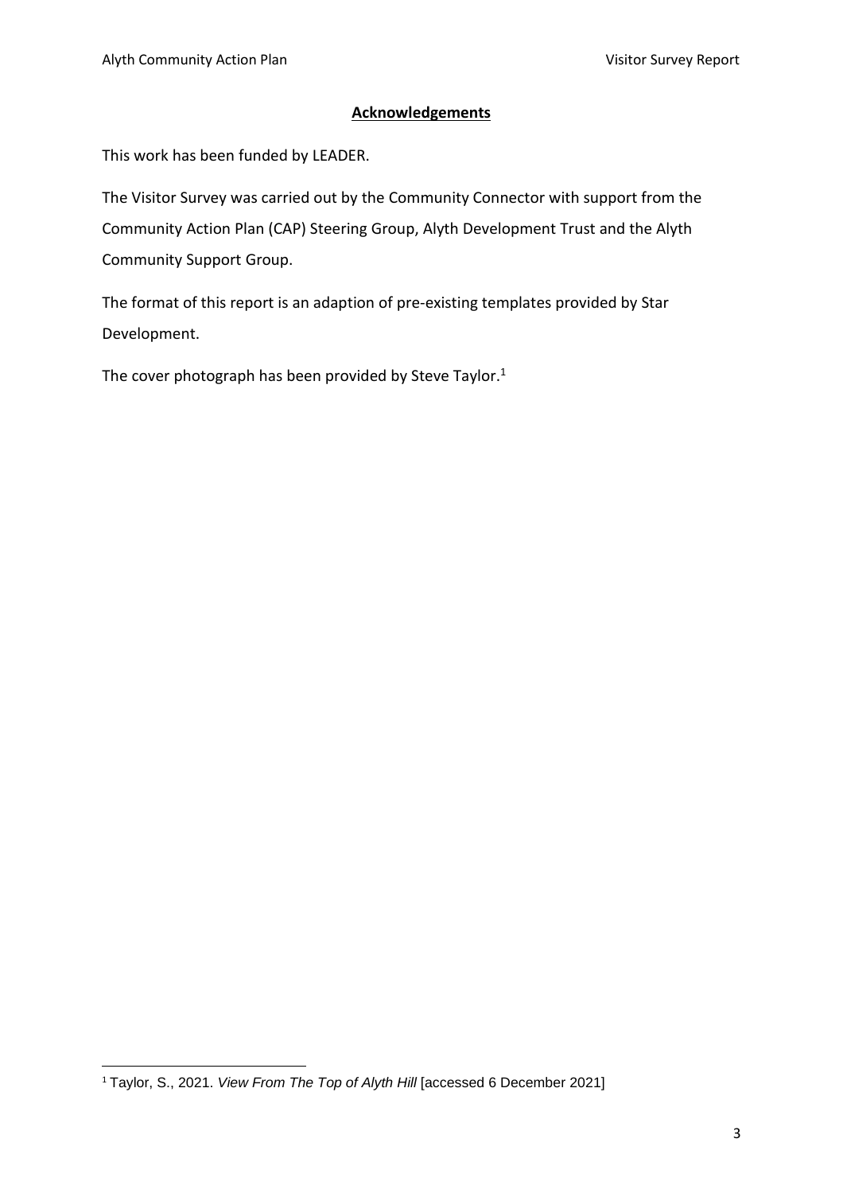## Acknowledgements

This work has been funded by LEADER.

The Visitor Survey was carried out by the Community Connector with support from the Community Action Plan (CAP) Steering Group, Alyth Development Trust and the Alyth Community Support Group.

The format of this report is an adaption of pre-existing templates provided by Star Development.

The cover photograph has been provided by Steve Taylor.[1]

[1] Taylor, S., 2021. *View From The Top of Alyth Hill* [accessed 6 December 2021]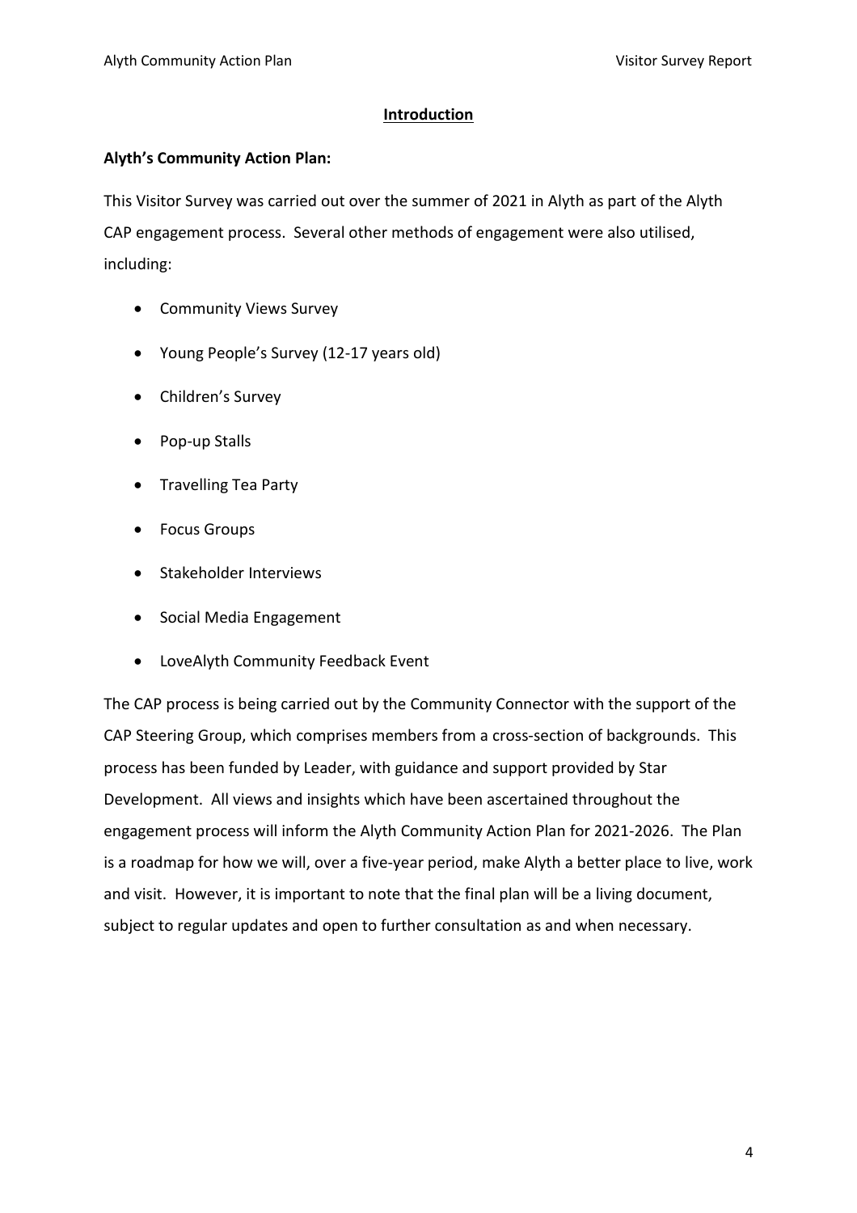# Introduction

## Alyth's Community Action Plan:

This Visitor Survey was carried out over the summer of 2021 in Alyth as part of the Alyth CAP engagement process. Several other methods of engagement were also utilised, including:

- Community Views Survey
- Young People's Survey (12-17 years old)
- Children's Survey
- Pop-up Stalls
- Travelling Tea Party
- Focus Groups
- Stakeholder Interviews
- Social Media Engagement
- LoveAlyth Community Feedback Event

The CAP process is being carried out by the Community Connector with the support of the CAP Steering Group, which comprises members from a cross-section of backgrounds. This process has been funded by Leader, with guidance and support provided by Star Development. All views and insights which have been ascertained throughout the engagement process will inform the Alyth Community Action Plan for 2021-2026. The Plan is a roadmap for how we will, over a five-year period, make Alyth a better place to live, work and visit. However, it is important to note that the final plan will be a living document, subject to regular updates and open to further consultation as and when necessary.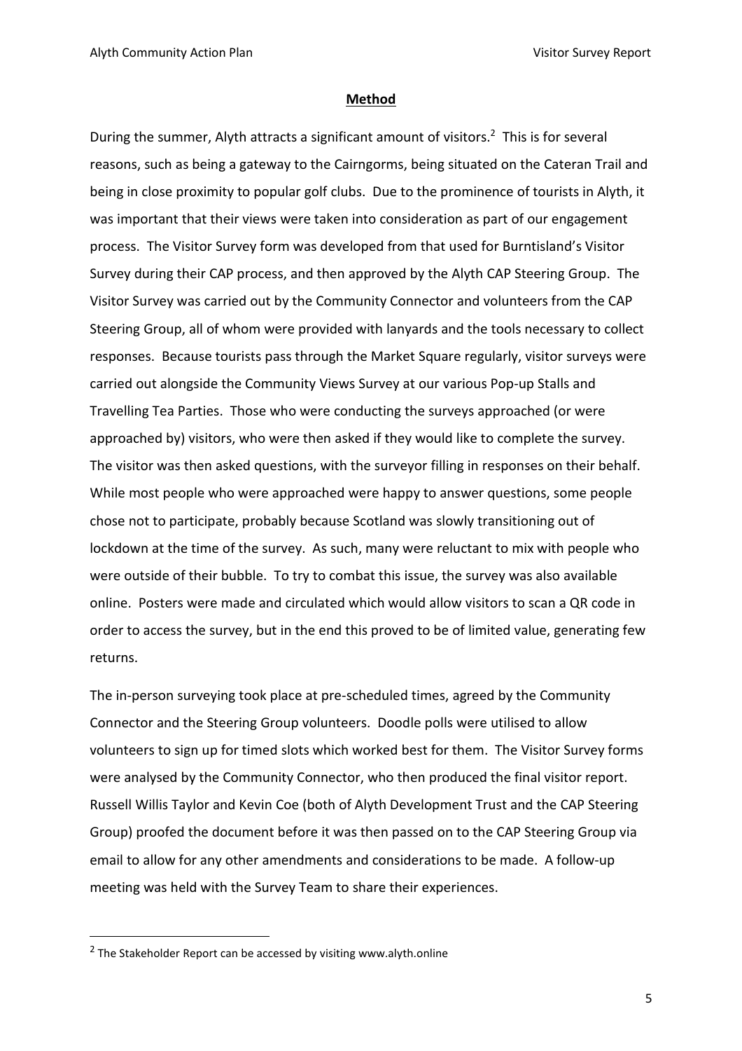## Method

During the summer, Alyth attracts a significant amount of visitors.[2] This is for several reasons, such as being a gateway to the Cairngorms, being situated on the Cateran Trail and being in close proximity to popular golf clubs. Due to the prominence of tourists in Alyth, it was important that their views were taken into consideration as part of our engagement process. The Visitor Survey form was developed from that used for Burntisland's Visitor Survey during their CAP process, and then approved by the Alyth CAP Steering Group. The Visitor Survey was carried out by the Community Connector and volunteers from the CAP Steering Group, all of whom were provided with lanyards and the tools necessary to collect responses. Because tourists pass through the Market Square regularly, visitor surveys were carried out alongside the Community Views Survey at our various Pop-up Stalls and Travelling Tea Parties. Those who were conducting the surveys approached (or were approached by) visitors, who were then asked if they would like to complete the survey. The visitor was then asked questions, with the surveyor filling in responses on their behalf. While most people who were approached were happy to answer questions, some people chose not to participate, probably because Scotland was slowly transitioning out of lockdown at the time of the survey. As such, many were reluctant to mix with people who were outside of their bubble. To try to combat this issue, the survey was also available online. Posters were made and circulated which would allow visitors to scan a QR code in order to access the survey, but in the end this proved to be of limited value, generating few returns.

The in-person surveying took place at pre-scheduled times, agreed by the Community Connector and the Steering Group volunteers. Doodle polls were utilised to allow volunteers to sign up for timed slots which worked best for them. The Visitor Survey forms were analysed by the Community Connector, who then produced the final visitor report. Russell Willis Taylor and Kevin Coe (both of Alyth Development Trust and the CAP Steering Group) proofed the document before it was then passed on to the CAP Steering Group via email to allow for any other amendments and considerations to be made. A follow-up meeting was held with the Survey Team to share their experiences.

---

[2] The Stakeholder Report can be accessed by visiting www.alyth.online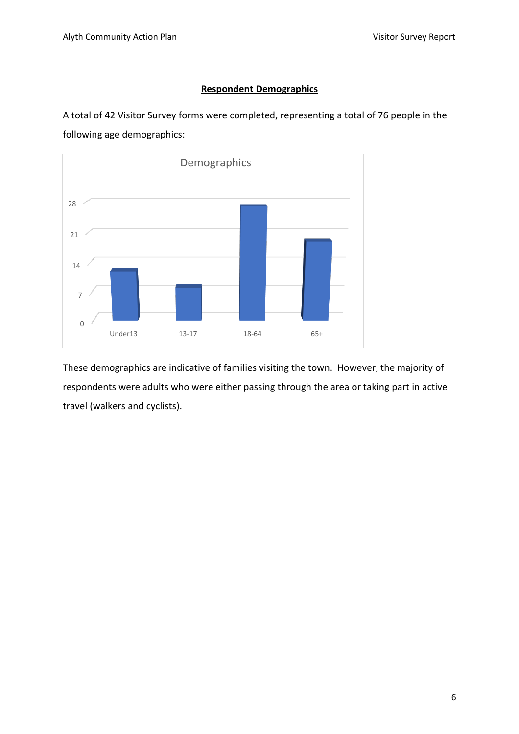## Respondent Demographics

A total of 42 Visitor Survey forms were completed, representing a total of 76 people in the following age demographics:

These demographics are indicative of families visiting the town. However, the majority of respondents were adults who were either passing through the area or taking part in active travel (walkers and cyclists).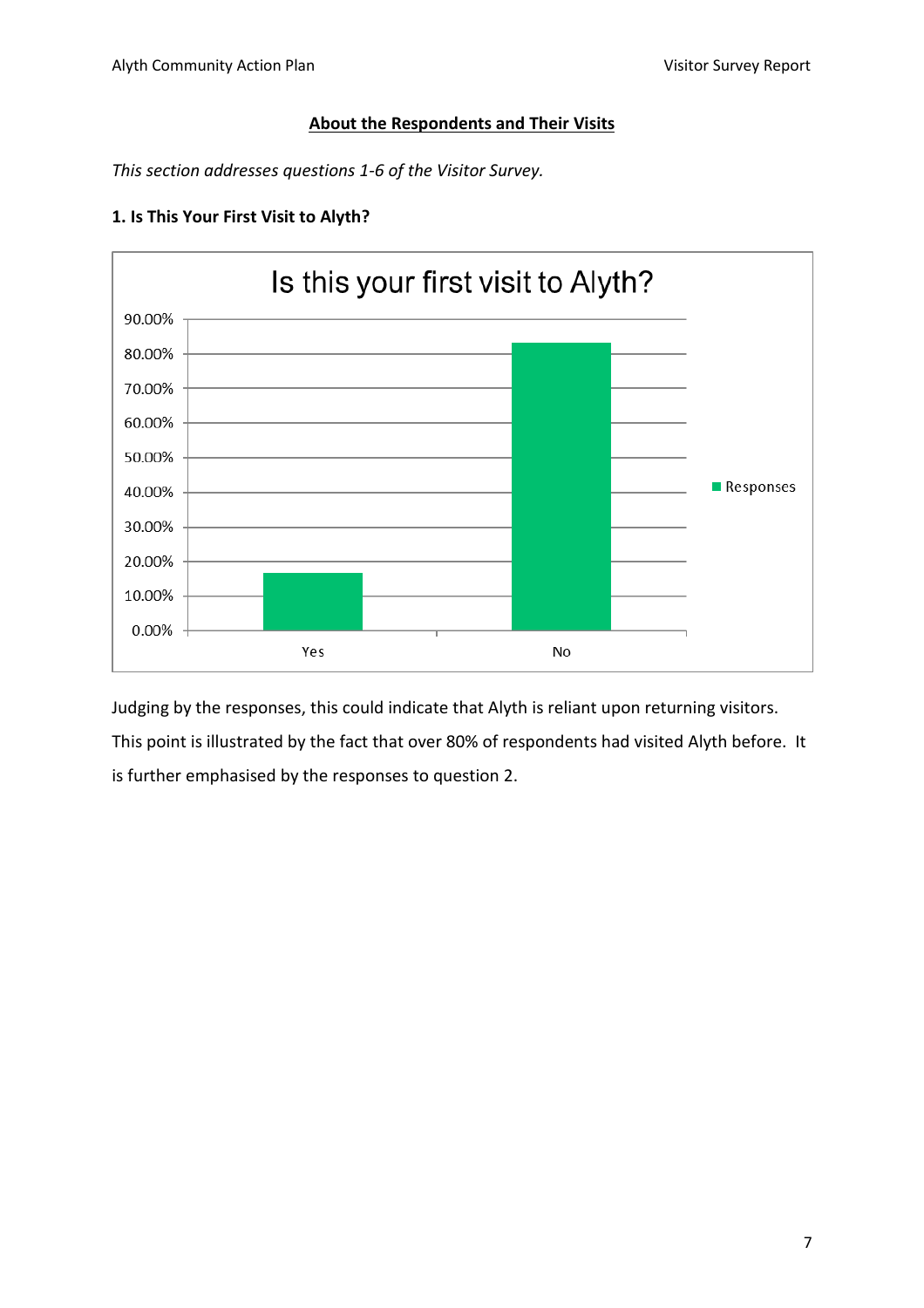## About the Respondents and Their Visits

*This section addresses questions 1-6 of the Visitor Survey.*

### 1. Is This Your First Visit to Alyth?

Judging by the responses, this could indicate that Alyth is reliant upon returning visitors. This point is illustrated by the fact that over 80% of respondents had visited Alyth before. It is further emphasised by the responses to question 2.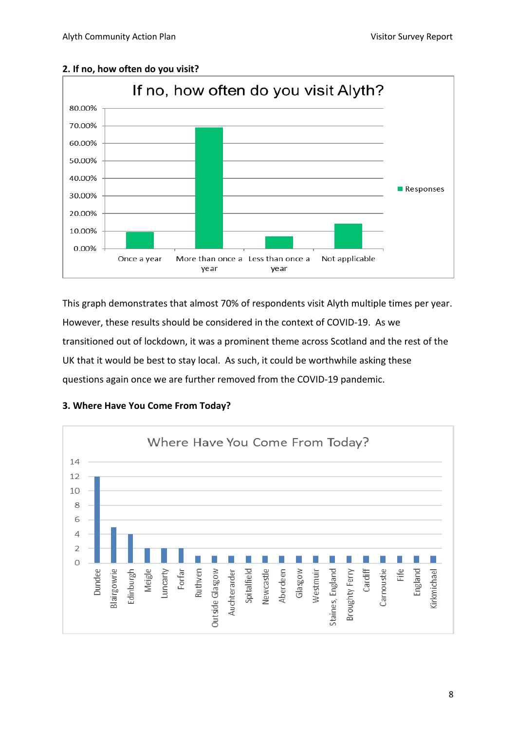**2. If no, how often do you visit?**

This graph demonstrates that almost 70% of respondents visit Alyth multiple times per year. However, these results should be considered in the context of COVID-19. As we transitioned out of lockdown, it was a prominent theme across Scotland and the rest of the UK that it would be best to stay local. As such, it could be worthwhile asking these questions again once we are further removed from the COVID-19 pandemic.

**3. Where Have You Come From Today?**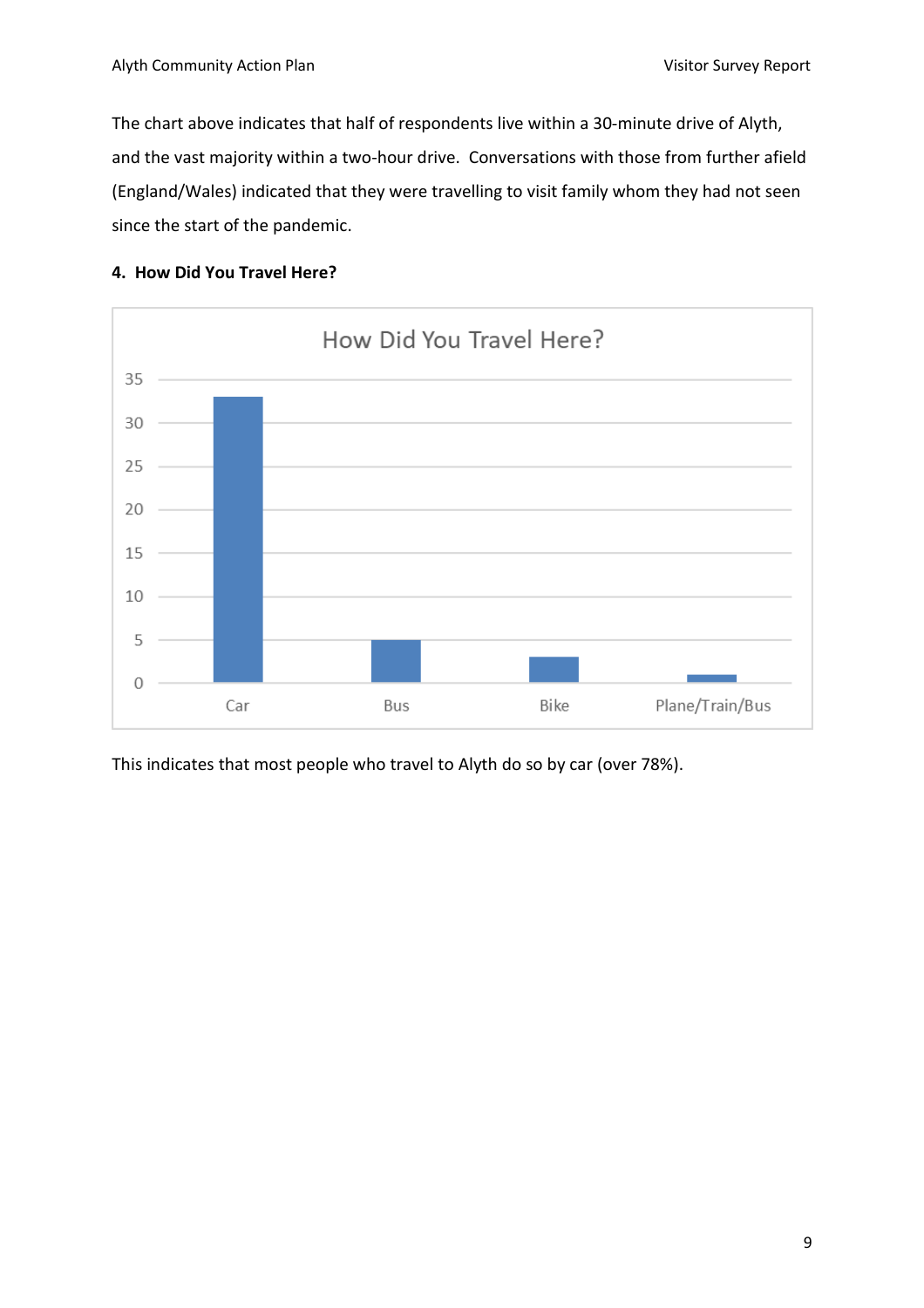The chart above indicates that half of respondents live within a 30-minute drive of Alyth, and the vast majority within a two-hour drive. Conversations with those from further afield (England/Wales) indicated that they were travelling to visit family whom they had not seen since the start of the pandemic.

### 4. How Did You Travel Here?

| How Did You Travel Here? | |
|---|---|
| Car | 33 |
| Bus | 5 |
| Bike | 3 |
| Plane/Train/Bus | 1 |

This indicates that most people who travel to Alyth do so by car (over 78%).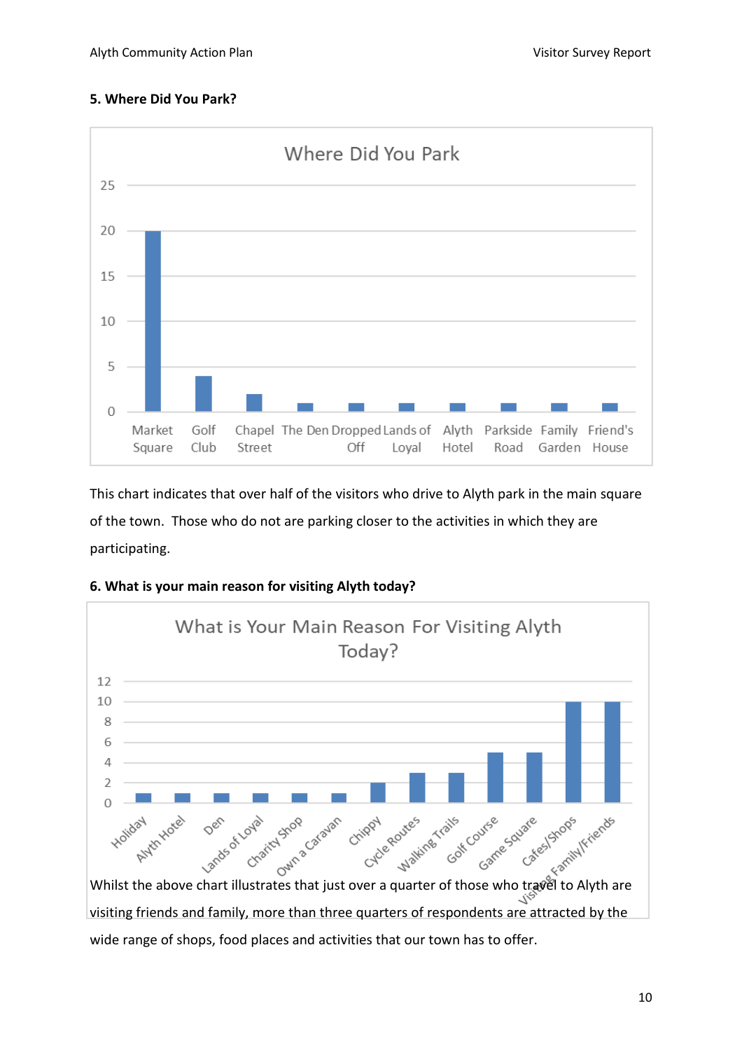**5. Where Did You Park?**

**Where Did You Park**

| Location | Count |
|---|---|
| Market Square | 20 |
| Golf Club | 4 |
| Chapel Street | 2 |
| The Den | 1 |
| Dropped Off | 1 |
| Lands of Loyal | 1 |
| Alyth Hotel | 1 |
| Parkside Road | 1 |
| Family Garden | 1 |
| Friend's House | 1 |

This chart indicates that over half of the visitors who drive to Alyth park in the main square of the town. Those who do not are parking closer to the activities in which they are participating.

**6. What is your main reason for visiting Alyth today?**

**What is Your Main Reason For Visiting Alyth Today?**

| Reason | Count |
|---|---|
| Holiday | 1 |
| Alyth Hotel | 1 |
| Den | 1 |
| Lands of Loyal | 1 |
| Charity Shop | 1 |
| Own a Caravan | 1 |
| Chippy | 2 |
| Cycle Routes | 3 |
| Walking Trails | 3 |
| Golf Course | 5 |
| Game Square | 5 |
| Cafes/Shops | 10 |
| Visiting Family/Friends | 10 |

Whilst the above chart illustrates that just over a quarter of those who travel to Alyth are visiting friends and family, more than three quarters of respondents are attracted by the wide range of shops, food places and activities that our town has to offer.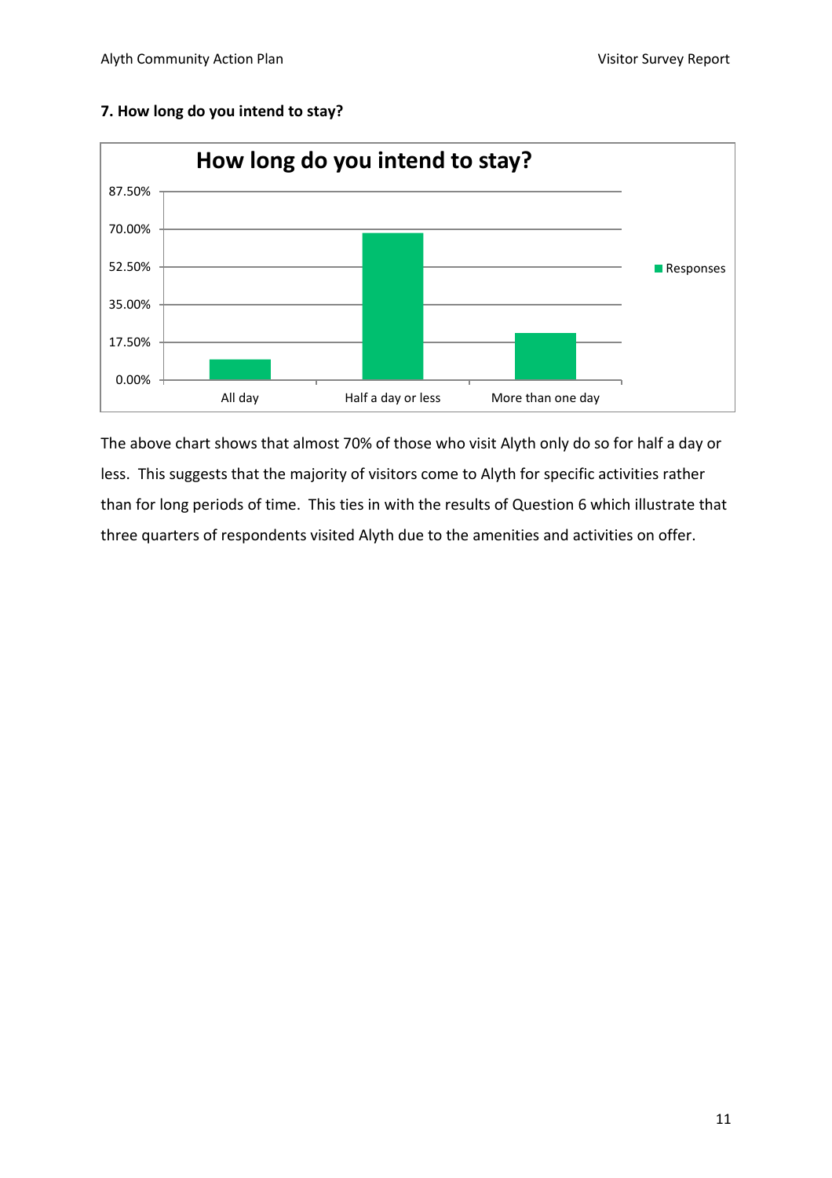**7. How long do you intend to stay?**

The above chart shows that almost 70% of those who visit Alyth only do so for half a day or less. This suggests that the majority of visitors come to Alyth for specific activities rather than for long periods of time. This ties in with the results of Question 6 which illustrate that three quarters of respondents visited Alyth due to the amenities and activities on offer.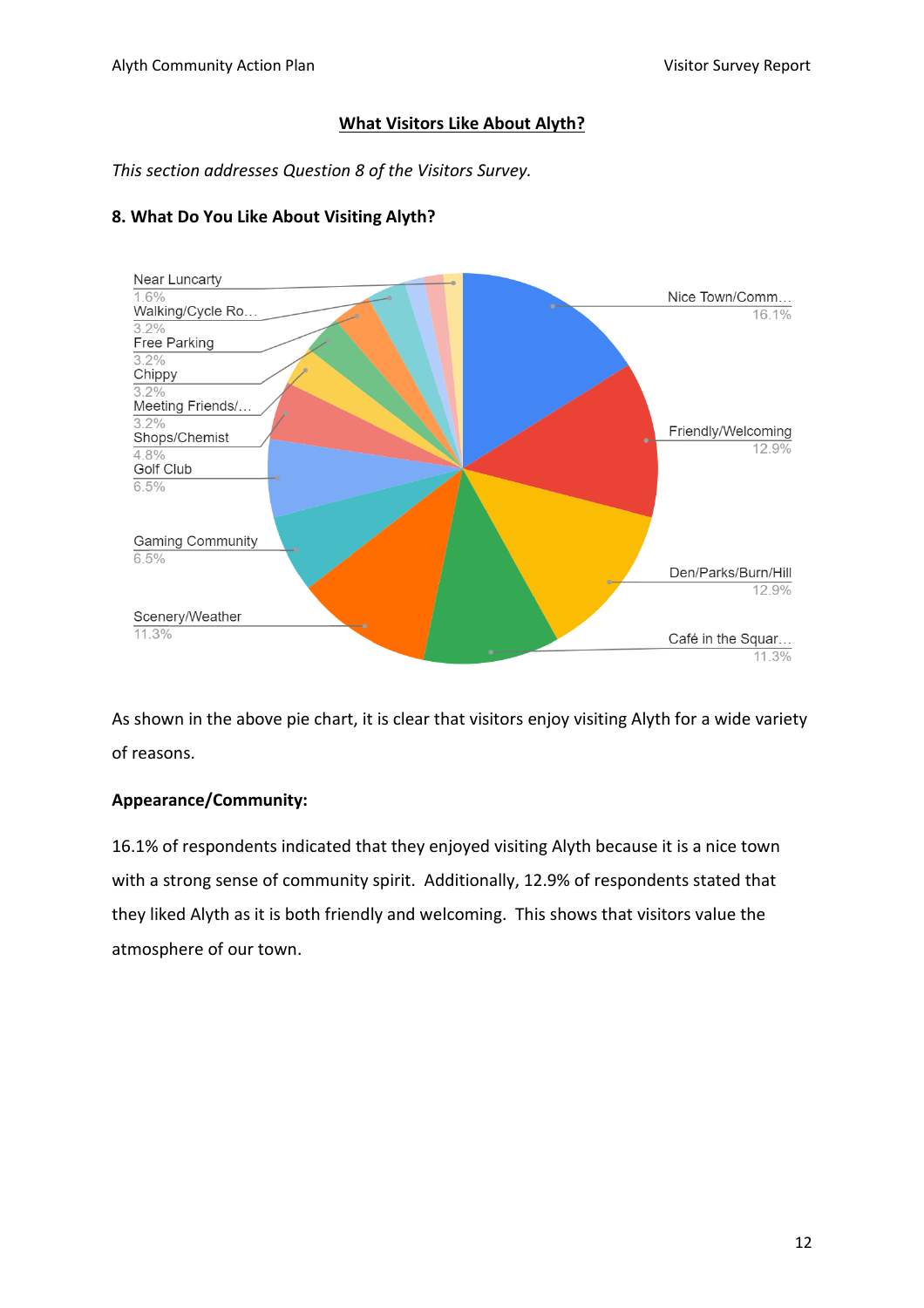## What Visitors Like About Alyth?

*This section addresses Question 8 of the Visitors Survey.*

### 8. What Do You Like About Visiting Alyth?

- Nice Town/Comm… 16.1%
- Friendly/Welcoming 12.9%
- Den/Parks/Burn/Hill 12.9%
- Café in the Squar… 11.3%
- Scenery/Weather 11.3%
- Gaming Community 6.5%
- Golf Club 6.5%
- Shops/Chemist 4.8%
- Meeting Friends/… 3.2%
- Chippy 3.2%
- Free Parking 3.2%
- Walking/Cycle Ro… 3.2%
- Near Luncarty 1.6%

As shown in the above pie chart, it is clear that visitors enjoy visiting Alyth for a wide variety of reasons.

**Appearance/Community:**

16.1% of respondents indicated that they enjoyed visiting Alyth because it is a nice town with a strong sense of community spirit. Additionally, 12.9% of respondents stated that they liked Alyth as it is both friendly and welcoming. This shows that visitors value the atmosphere of our town.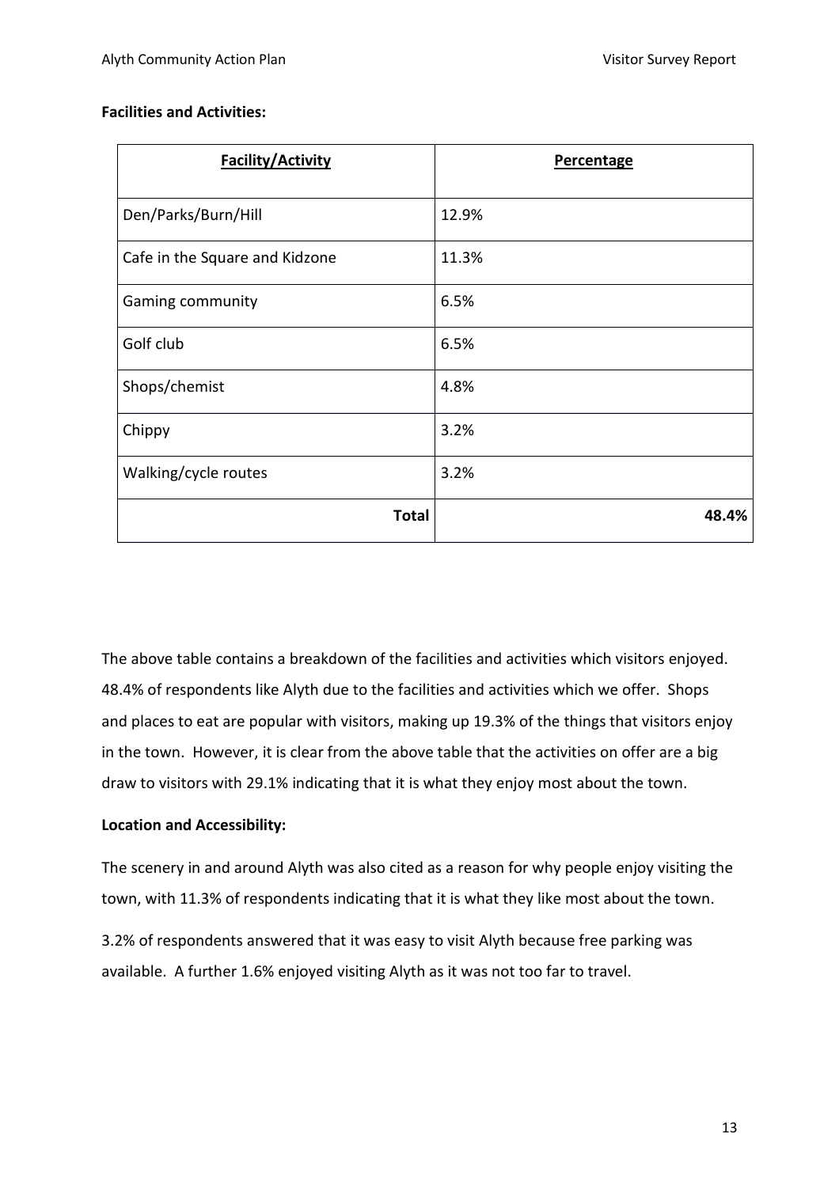**Facilities and Activities:**

| Facility/Activity | Percentage |
|---|---|
| Den/Parks/Burn/Hill | 12.9% |
| Cafe in the Square and Kidzone | 11.3% |
| Gaming community | 6.5% |
| Golf club | 6.5% |
| Shops/chemist | 4.8% |
| Chippy | 3.2% |
| Walking/cycle routes | 3.2% |
| **Total** | **48.4%** |

The above table contains a breakdown of the facilities and activities which visitors enjoyed. 48.4% of respondents like Alyth due to the facilities and activities which we offer. Shops and places to eat are popular with visitors, making up 19.3% of the things that visitors enjoy in the town. However, it is clear from the above table that the activities on offer are a big draw to visitors with 29.1% indicating that it is what they enjoy most about the town.

**Location and Accessibility:**

The scenery in and around Alyth was also cited as a reason for why people enjoy visiting the town, with 11.3% of respondents indicating that it is what they like most about the town.

3.2% of respondents answered that it was easy to visit Alyth because free parking was available. A further 1.6% enjoyed visiting Alyth as it was not too far to travel.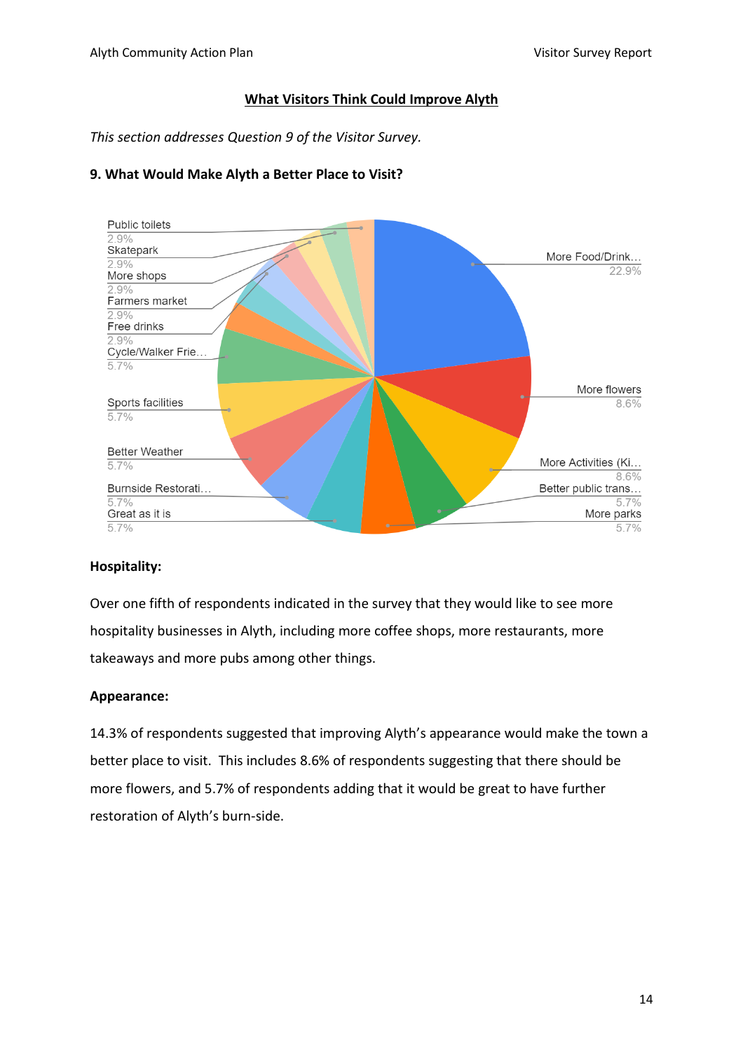## What Visitors Think Could Improve Alyth

*This section addresses Question 9 of the Visitor Survey.*

### 9. What Would Make Alyth a Better Place to Visit?

| Response | Percentage |
|---|---|
| More Food/Drink… | 22.9% |
| More flowers | 8.6% |
| More Activities (Ki… | 8.6% |
| Better public trans… | 5.7% |
| More parks | 5.7% |
| Great as it is | 5.7% |
| Burnside Restorati… | 5.7% |
| Better Weather | 5.7% |
| Sports facilities | 5.7% |
| Cycle/Walker Frie… | 5.7% |
| Free drinks | 2.9% |
| Farmers market | 2.9% |
| More shops | 2.9% |
| Skatepark | 2.9% |
| Public toilets | 2.9% |

**Hospitality:**

Over one fifth of respondents indicated in the survey that they would like to see more hospitality businesses in Alyth, including more coffee shops, more restaurants, more takeaways and more pubs among other things.

**Appearance:**

14.3% of respondents suggested that improving Alyth's appearance would make the town a better place to visit. This includes 8.6% of respondents suggesting that there should be more flowers, and 5.7% of respondents adding that it would be great to have further restoration of Alyth's burn-side.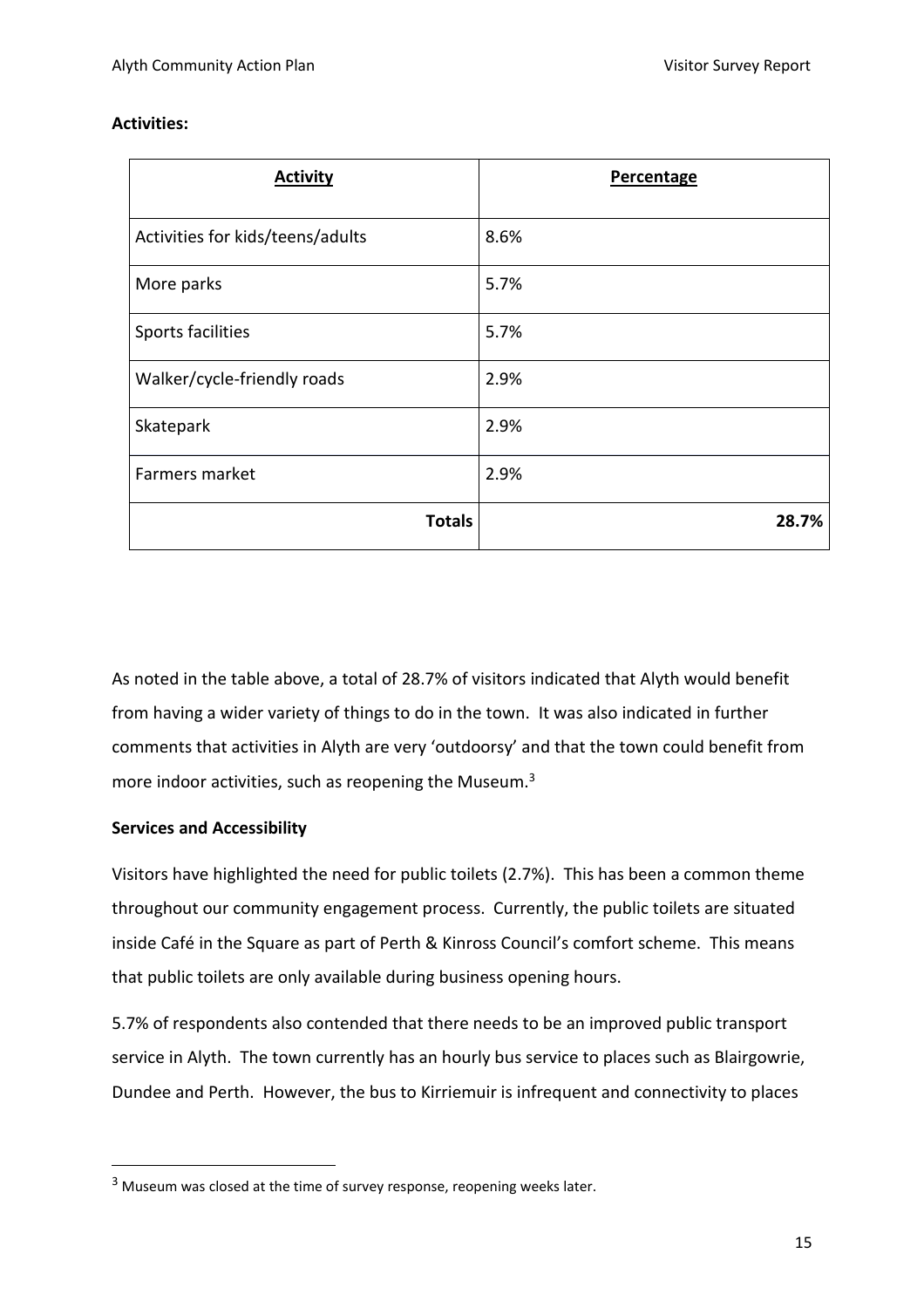**Activities:**

| Activity | Percentage |
|---|---|
| Activities for kids/teens/adults | 8.6% |
| More parks | 5.7% |
| Sports facilities | 5.7% |
| Walker/cycle-friendly roads | 2.9% |
| Skatepark | 2.9% |
| Farmers market | 2.9% |
| **Totals** | **28.7%** |

As noted in the table above, a total of 28.7% of visitors indicated that Alyth would benefit from having a wider variety of things to do in the town. It was also indicated in further comments that activities in Alyth are very 'outdoorsy' and that the town could benefit from more indoor activities, such as reopening the Museum.[3]

**Services and Accessibility**

Visitors have highlighted the need for public toilets (2.7%). This has been a common theme throughout our community engagement process. Currently, the public toilets are situated inside Café in the Square as part of Perth & Kinross Council's comfort scheme. This means that public toilets are only available during business opening hours.

5.7% of respondents also contended that there needs to be an improved public transport service in Alyth. The town currently has an hourly bus service to places such as Blairgowrie, Dundee and Perth. However, the bus to Kirriemuir is infrequent and connectivity to places

[3] Museum was closed at the time of survey response, reopening weeks later.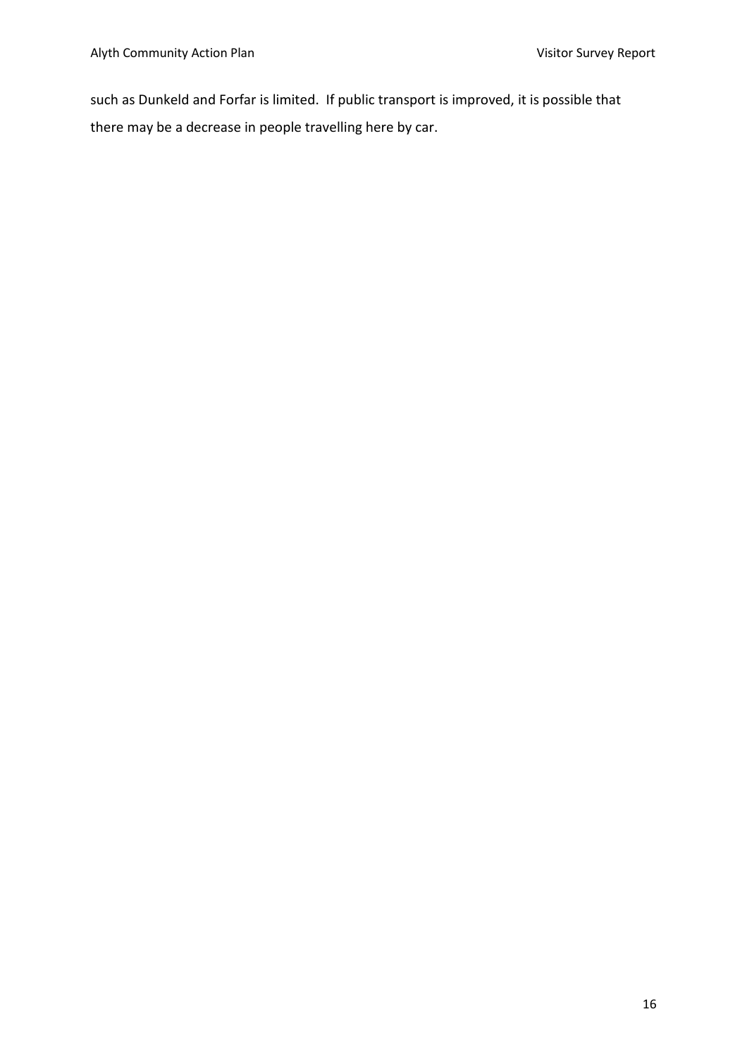such as Dunkeld and Forfar is limited. If public transport is improved, it is possible that there may be a decrease in people travelling here by car.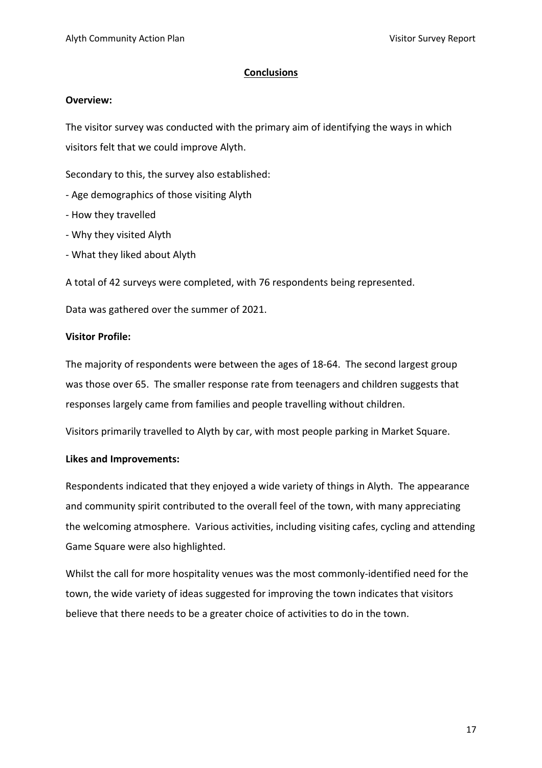## Conclusions

**Overview:**

The visitor survey was conducted with the primary aim of identifying the ways in which visitors felt that we could improve Alyth.

Secondary to this, the survey also established:

- Age demographics of those visiting Alyth
- How they travelled
- Why they visited Alyth
- What they liked about Alyth

A total of 42 surveys were completed, with 76 respondents being represented.

Data was gathered over the summer of 2021.

**Visitor Profile:**

The majority of respondents were between the ages of 18-64. The second largest group was those over 65. The smaller response rate from teenagers and children suggests that responses largely came from families and people travelling without children.

Visitors primarily travelled to Alyth by car, with most people parking in Market Square.

**Likes and Improvements:**

Respondents indicated that they enjoyed a wide variety of things in Alyth. The appearance and community spirit contributed to the overall feel of the town, with many appreciating the welcoming atmosphere. Various activities, including visiting cafes, cycling and attending Game Square were also highlighted.

Whilst the call for more hospitality venues was the most commonly-identified need for the town, the wide variety of ideas suggested for improving the town indicates that visitors believe that there needs to be a greater choice of activities to do in the town.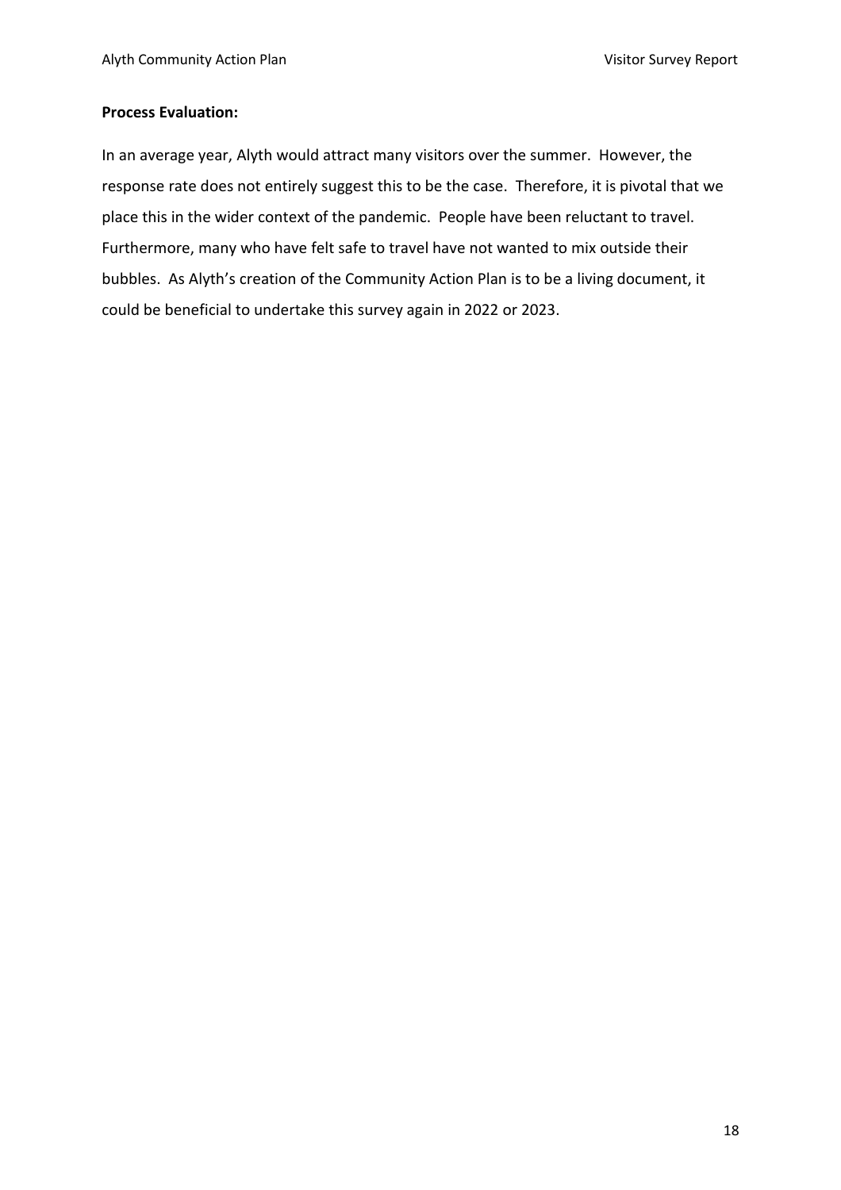**Process Evaluation:**

In an average year, Alyth would attract many visitors over the summer. However, the response rate does not entirely suggest this to be the case. Therefore, it is pivotal that we place this in the wider context of the pandemic. People have been reluctant to travel. Furthermore, many who have felt safe to travel have not wanted to mix outside their bubbles. As Alyth's creation of the Community Action Plan is to be a living document, it could be beneficial to undertake this survey again in 2022 or 2023.